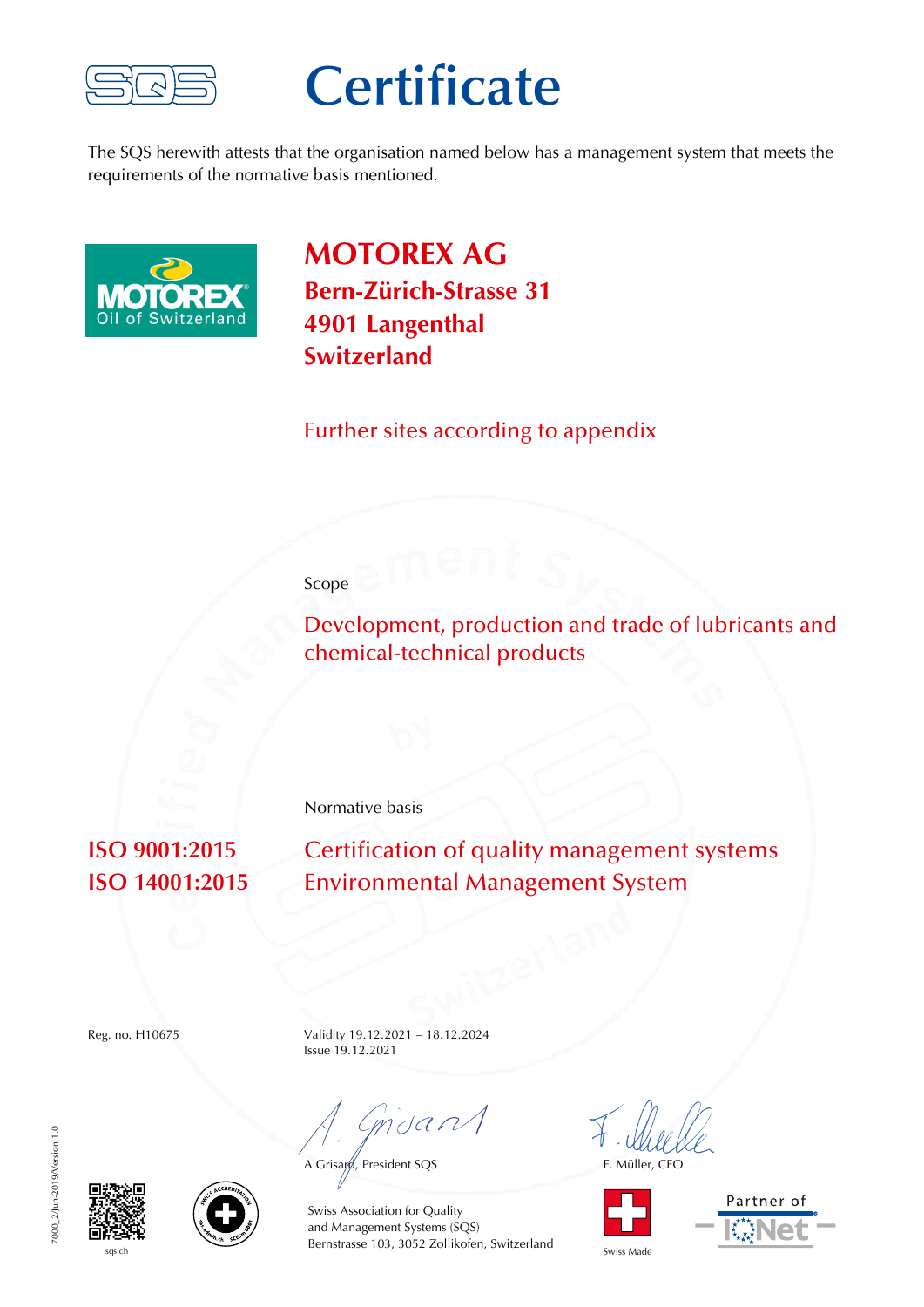# Certificate

The SQS herewith attests that the organisation named below has a management system that meets the requirements of the normative basis mentioned.

## MOTOREX AG

**Bern-Zürich-Strasse 31**
**4901 Langenthal**
**Switzerland**

Further sites according to appendix

Scope

Development, production and trade of lubricants and chemical-technical products

Normative basis

| | |
|---|---|
| **ISO 9001:2015** | Certification of quality management systems |
| **ISO 14001:2015** | Environmental Management System |

Reg. no. H10675

Validity 19.12.2021 – 18.12.2024
Issue 19.12.2021

A.Grisard, President SQS

F. Müller, CEO

Swiss Association for Quality
and Management Systems (SQS)
Bernstrasse 103, 3052 Zollikofen, Switzerland

sqs.ch

Swiss Made

Partner of IQNet

7000_2/Jun-2019/Version 1.0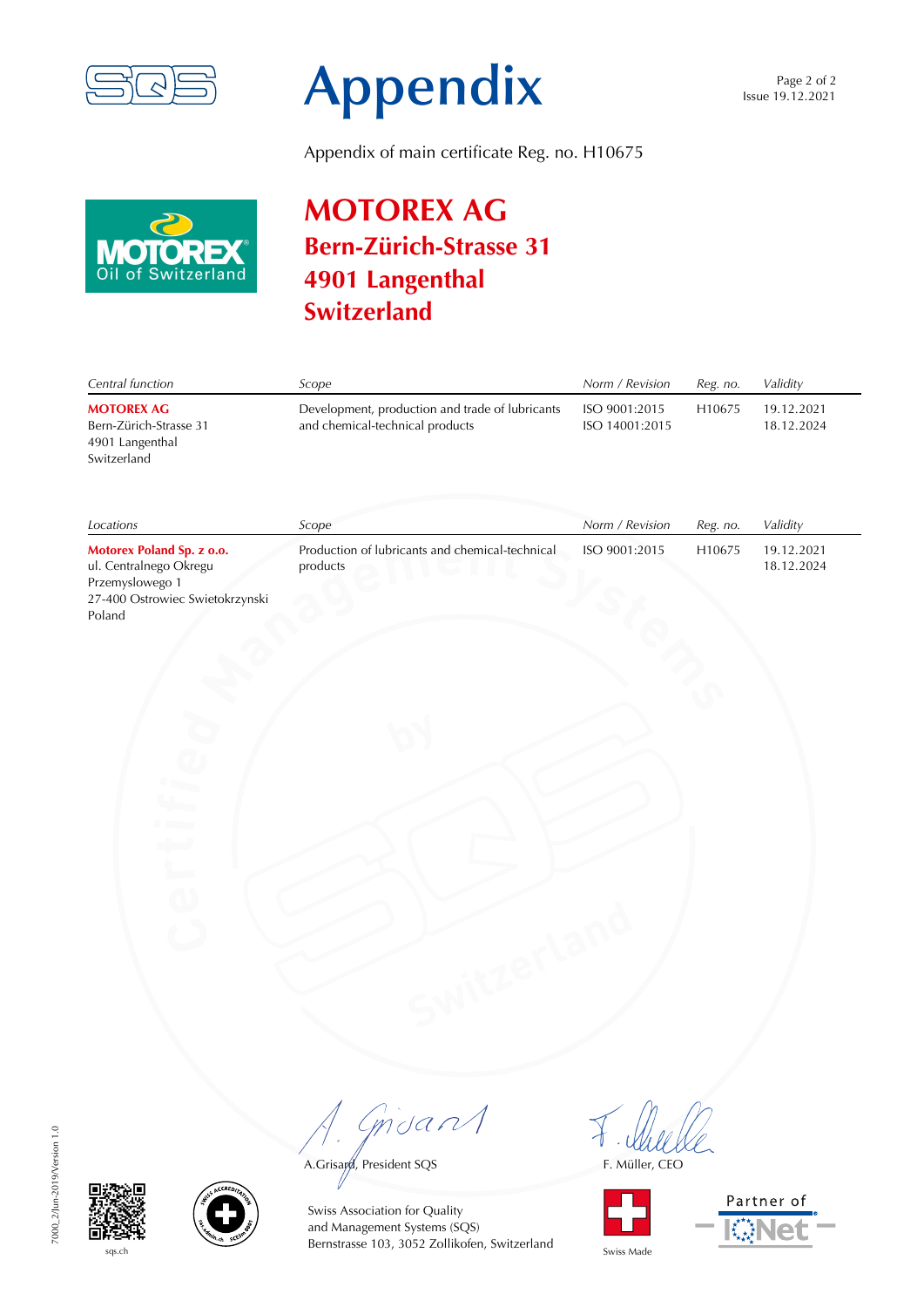# Appendix

Issue 19.12.2021

Appendix of main certificate Reg. no. H10675

## MOTOREX AG
### Bern-Zürich-Strasse 31
### 4901 Langenthal
### Switzerland

| *Central function* | *Scope* | *Norm / Revision* | *Reg. no.* | *Validity* |
|---|---|---|---|---|
| **MOTOREX AG**<br>Bern-Zürich-Strasse 31<br>4901 Langenthal<br>Switzerland | Development, production and trade of lubricants and chemical-technical products | ISO 9001:2015<br>ISO 14001:2015 | H10675 | 19.12.2021<br>18.12.2024 |

| *Locations* | *Scope* | *Norm / Revision* | *Reg. no.* | *Validity* |
|---|---|---|---|---|
| **Motorex Poland Sp. z o.o.**<br>ul. Centralnego Okregu Przemyslowego 1<br>27-400 Ostrowiec Swietokrzynski<br>Poland | Production of lubricants and chemical-technical products | ISO 9001:2015 | H10675 | 19.12.2021<br>18.12.2024 |

A.Grisard, President SQS

F. Müller, CEO

Swiss Association for Quality
and Management Systems (SQS)
Bernstrasse 103, 3052 Zollikofen, Switzerland

sqs.ch

Swiss Made

Partner of IQNet

7000_2/Jun-2019/Version 1.0